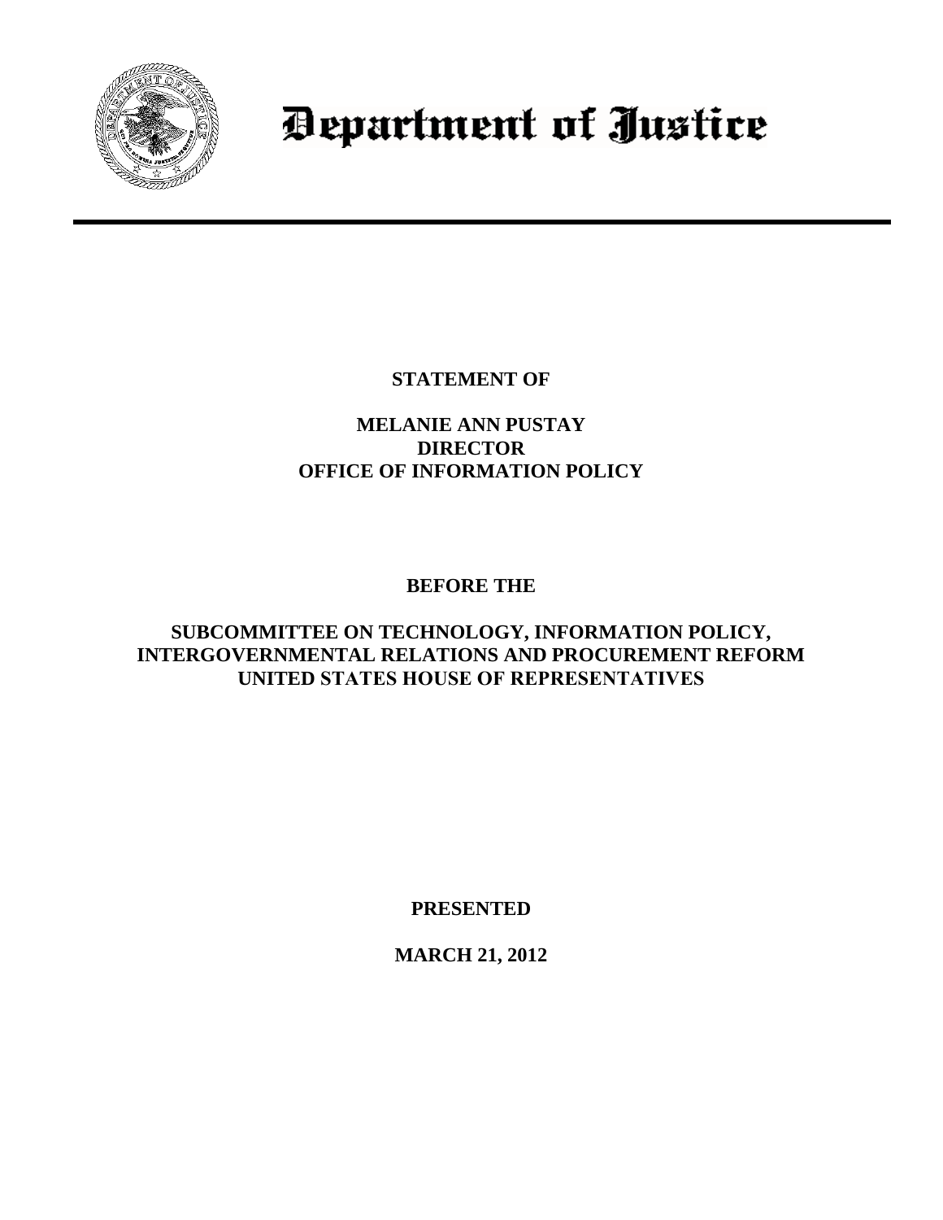# Department of Justice

**STATEMENT OF**

**MELANIE ANN PUSTAY**
**DIRECTOR**
**OFFICE OF INFORMATION POLICY**

**BEFORE THE**

**SUBCOMMITTEE ON TECHNOLOGY, INFORMATION POLICY, INTERGOVERNMENTAL RELATIONS AND PROCUREMENT REFORM**
**UNITED STATES HOUSE OF REPRESENTATIVES**

**PRESENTED**

**MARCH 21, 2012**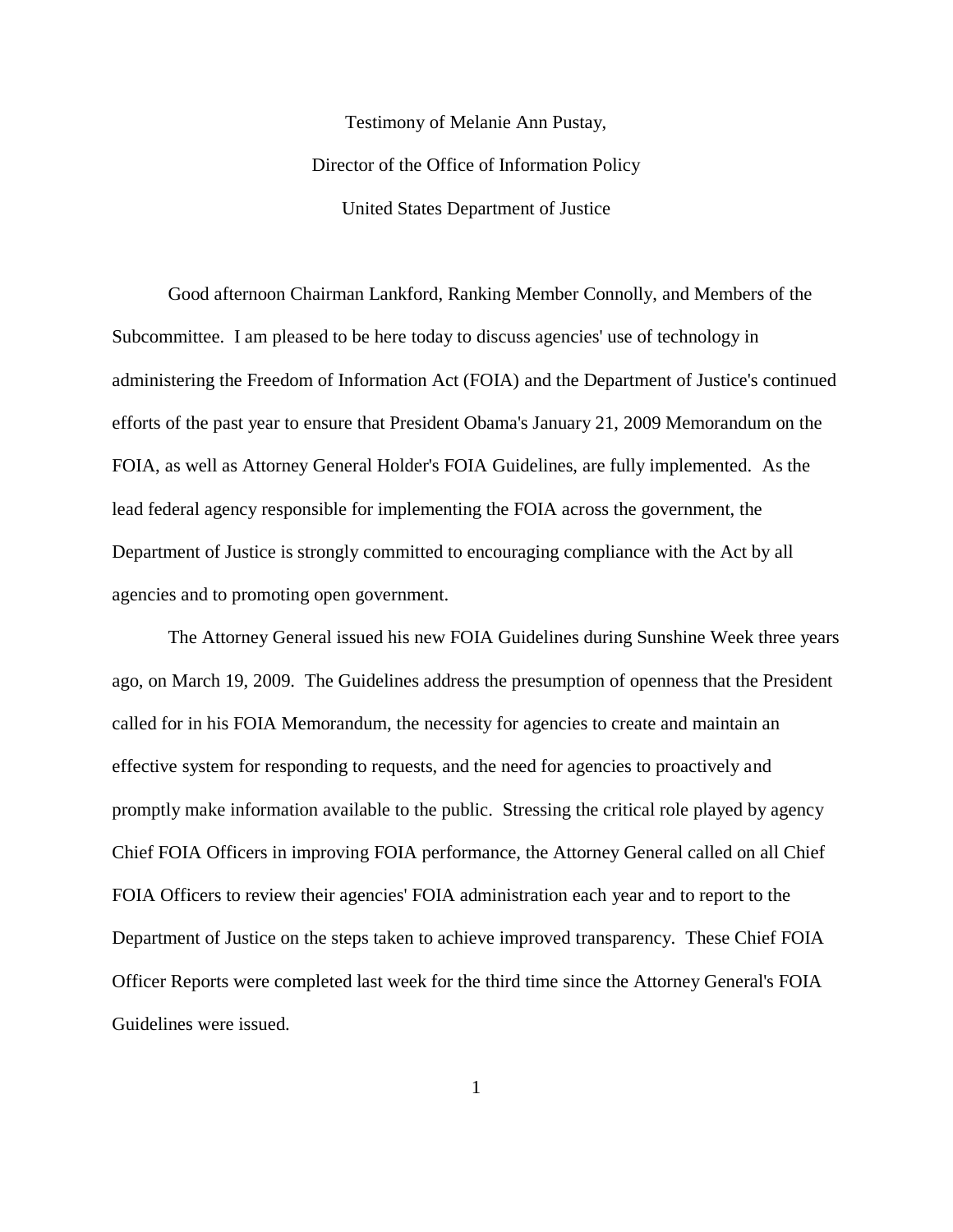Testimony of Melanie Ann Pustay,

Director of the Office of Information Policy

United States Department of Justice

Good afternoon Chairman Lankford, Ranking Member Connolly, and Members of the Subcommittee. I am pleased to be here today to discuss agencies' use of technology in administering the Freedom of Information Act (FOIA) and the Department of Justice's continued efforts of the past year to ensure that President Obama's January 21, 2009 Memorandum on the FOIA, as well as Attorney General Holder's FOIA Guidelines, are fully implemented. As the lead federal agency responsible for implementing the FOIA across the government, the Department of Justice is strongly committed to encouraging compliance with the Act by all agencies and to promoting open government.

The Attorney General issued his new FOIA Guidelines during Sunshine Week three years ago, on March 19, 2009. The Guidelines address the presumption of openness that the President called for in his FOIA Memorandum, the necessity for agencies to create and maintain an effective system for responding to requests, and the need for agencies to proactively and promptly make information available to the public. Stressing the critical role played by agency Chief FOIA Officers in improving FOIA performance, the Attorney General called on all Chief FOIA Officers to review their agencies' FOIA administration each year and to report to the Department of Justice on the steps taken to achieve improved transparency. These Chief FOIA Officer Reports were completed last week for the third time since the Attorney General's FOIA Guidelines were issued.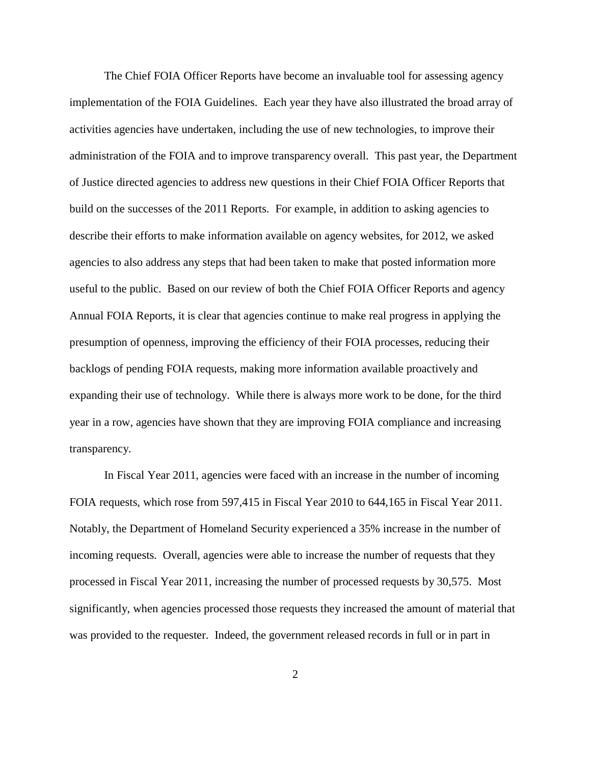The Chief FOIA Officer Reports have become an invaluable tool for assessing agency implementation of the FOIA Guidelines. Each year they have also illustrated the broad array of activities agencies have undertaken, including the use of new technologies, to improve their administration of the FOIA and to improve transparency overall. This past year, the Department of Justice directed agencies to address new questions in their Chief FOIA Officer Reports that build on the successes of the 2011 Reports. For example, in addition to asking agencies to describe their efforts to make information available on agency websites, for 2012, we asked agencies to also address any steps that had been taken to make that posted information more useful to the public. Based on our review of both the Chief FOIA Officer Reports and agency Annual FOIA Reports, it is clear that agencies continue to make real progress in applying the presumption of openness, improving the efficiency of their FOIA processes, reducing their backlogs of pending FOIA requests, making more information available proactively and expanding their use of technology. While there is always more work to be done, for the third year in a row, agencies have shown that they are improving FOIA compliance and increasing transparency.

In Fiscal Year 2011, agencies were faced with an increase in the number of incoming FOIA requests, which rose from 597,415 in Fiscal Year 2010 to 644,165 in Fiscal Year 2011. Notably, the Department of Homeland Security experienced a 35% increase in the number of incoming requests. Overall, agencies were able to increase the number of requests that they processed in Fiscal Year 2011, increasing the number of processed requests by 30,575. Most significantly, when agencies processed those requests they increased the amount of material that was provided to the requester. Indeed, the government released records in full or in part in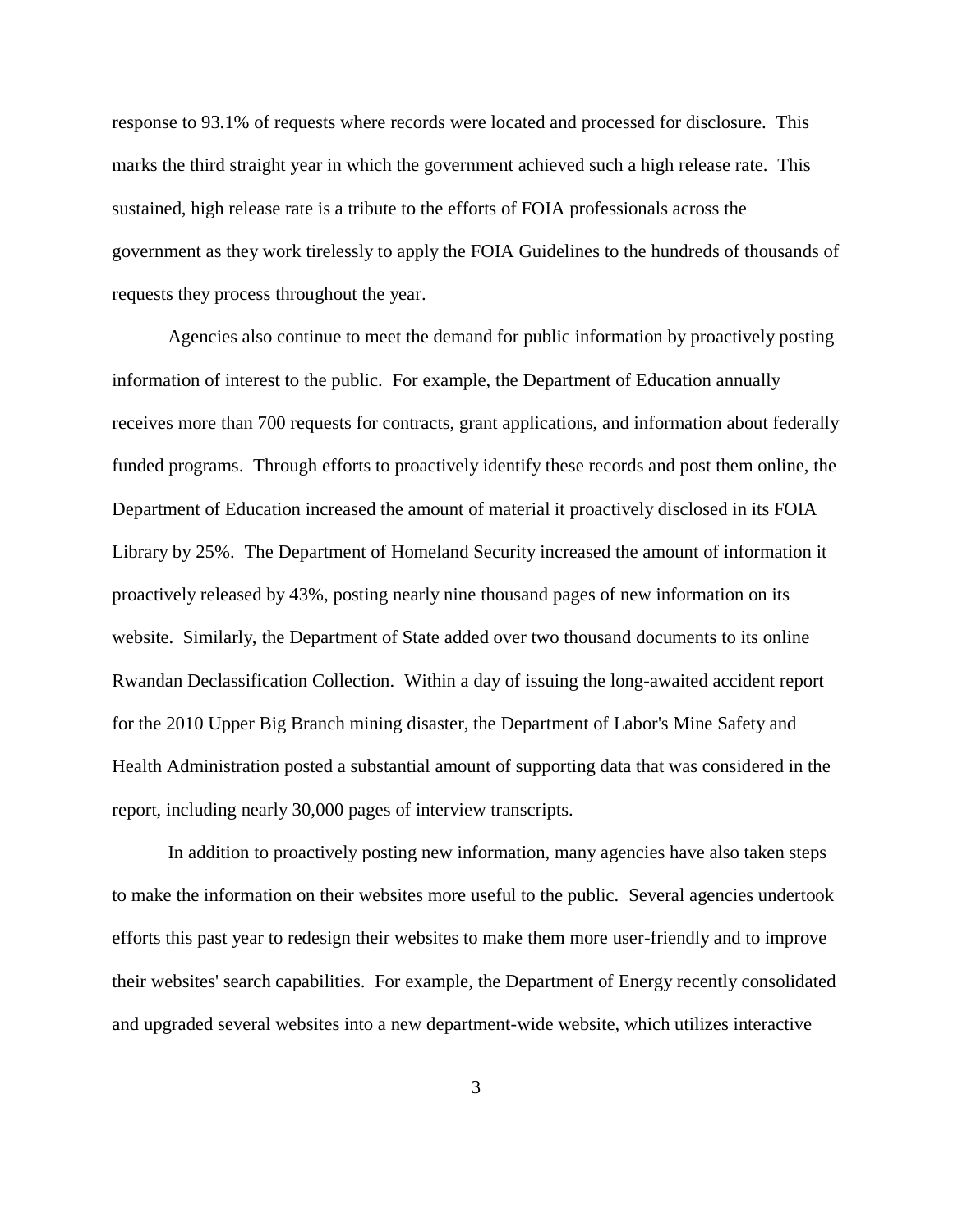response to 93.1% of requests where records were located and processed for disclosure. This marks the third straight year in which the government achieved such a high release rate. This sustained, high release rate is a tribute to the efforts of FOIA professionals across the government as they work tirelessly to apply the FOIA Guidelines to the hundreds of thousands of requests they process throughout the year.

Agencies also continue to meet the demand for public information by proactively posting information of interest to the public. For example, the Department of Education annually receives more than 700 requests for contracts, grant applications, and information about federally funded programs. Through efforts to proactively identify these records and post them online, the Department of Education increased the amount of material it proactively disclosed in its FOIA Library by 25%. The Department of Homeland Security increased the amount of information it proactively released by 43%, posting nearly nine thousand pages of new information on its website. Similarly, the Department of State added over two thousand documents to its online Rwandan Declassification Collection. Within a day of issuing the long-awaited accident report for the 2010 Upper Big Branch mining disaster, the Department of Labor's Mine Safety and Health Administration posted a substantial amount of supporting data that was considered in the report, including nearly 30,000 pages of interview transcripts.

In addition to proactively posting new information, many agencies have also taken steps to make the information on their websites more useful to the public. Several agencies undertook efforts this past year to redesign their websites to make them more user-friendly and to improve their websites' search capabilities. For example, the Department of Energy recently consolidated and upgraded several websites into a new department-wide website, which utilizes interactive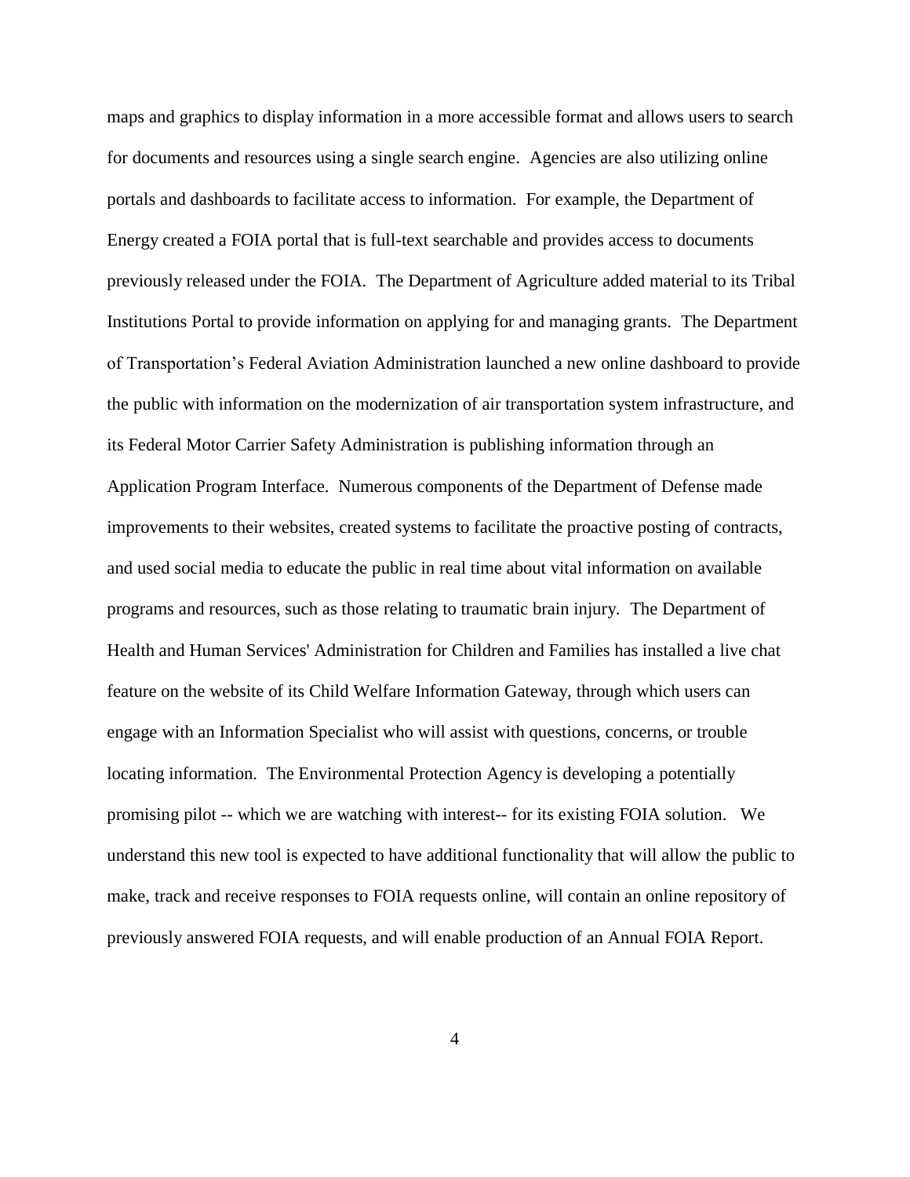maps and graphics to display information in a more accessible format and allows users to search for documents and resources using a single search engine. Agencies are also utilizing online portals and dashboards to facilitate access to information. For example, the Department of Energy created a FOIA portal that is full-text searchable and provides access to documents previously released under the FOIA. The Department of Agriculture added material to its Tribal Institutions Portal to provide information on applying for and managing grants. The Department of Transportation's Federal Aviation Administration launched a new online dashboard to provide the public with information on the modernization of air transportation system infrastructure, and its Federal Motor Carrier Safety Administration is publishing information through an Application Program Interface. Numerous components of the Department of Defense made improvements to their websites, created systems to facilitate the proactive posting of contracts, and used social media to educate the public in real time about vital information on available programs and resources, such as those relating to traumatic brain injury. The Department of Health and Human Services' Administration for Children and Families has installed a live chat feature on the website of its Child Welfare Information Gateway, through which users can engage with an Information Specialist who will assist with questions, concerns, or trouble locating information. The Environmental Protection Agency is developing a potentially promising pilot -- which we are watching with interest-- for its existing FOIA solution. We understand this new tool is expected to have additional functionality that will allow the public to make, track and receive responses to FOIA requests online, will contain an online repository of previously answered FOIA requests, and will enable production of an Annual FOIA Report.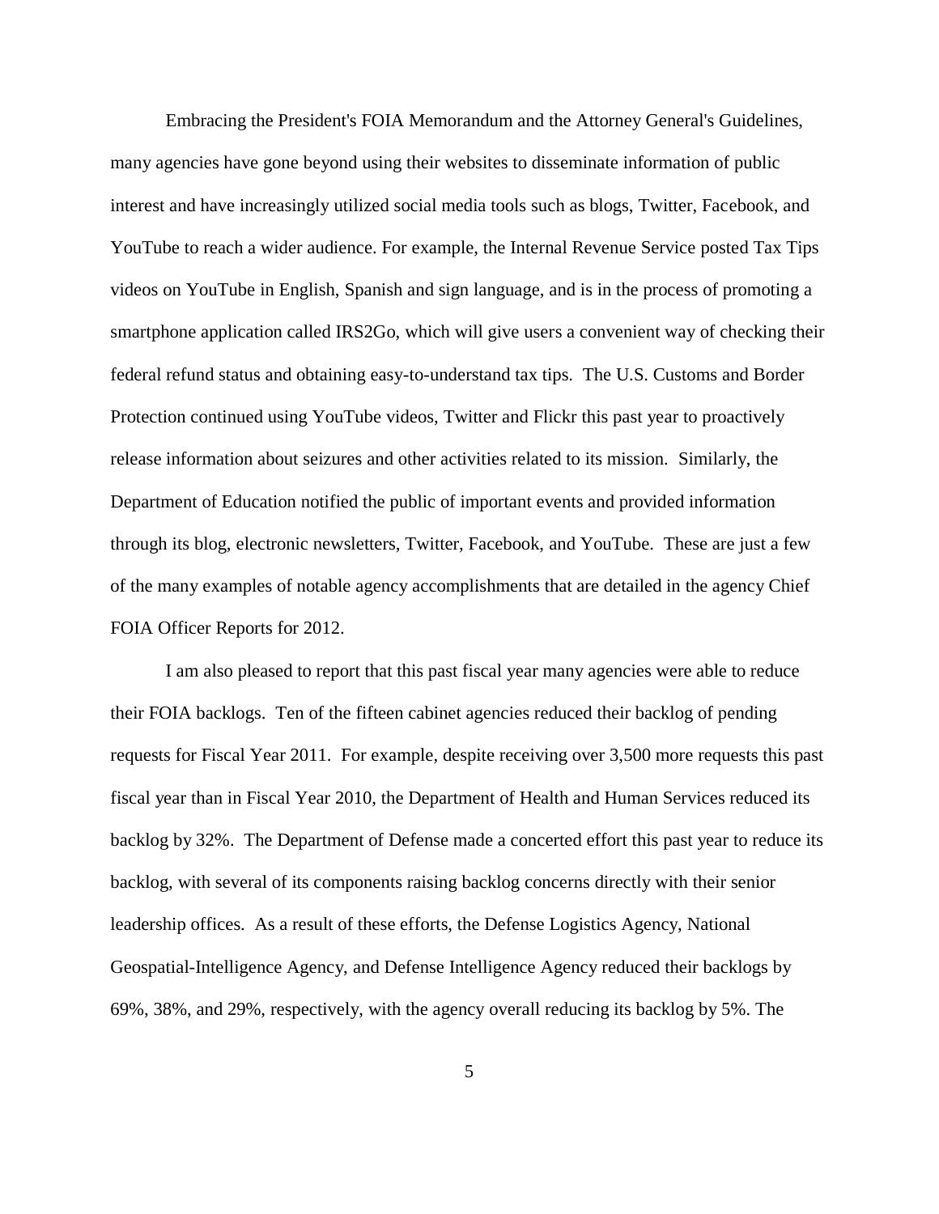Embracing the President's FOIA Memorandum and the Attorney General's Guidelines, many agencies have gone beyond using their websites to disseminate information of public interest and have increasingly utilized social media tools such as blogs, Twitter, Facebook, and YouTube to reach a wider audience. For example, the Internal Revenue Service posted Tax Tips videos on YouTube in English, Spanish and sign language, and is in the process of promoting a smartphone application called IRS2Go, which will give users a convenient way of checking their federal refund status and obtaining easy-to-understand tax tips. The U.S. Customs and Border Protection continued using YouTube videos, Twitter and Flickr this past year to proactively release information about seizures and other activities related to its mission. Similarly, the Department of Education notified the public of important events and provided information through its blog, electronic newsletters, Twitter, Facebook, and YouTube. These are just a few of the many examples of notable agency accomplishments that are detailed in the agency Chief FOIA Officer Reports for 2012.

I am also pleased to report that this past fiscal year many agencies were able to reduce their FOIA backlogs. Ten of the fifteen cabinet agencies reduced their backlog of pending requests for Fiscal Year 2011. For example, despite receiving over 3,500 more requests this past fiscal year than in Fiscal Year 2010, the Department of Health and Human Services reduced its backlog by 32%. The Department of Defense made a concerted effort this past year to reduce its backlog, with several of its components raising backlog concerns directly with their senior leadership offices. As a result of these efforts, the Defense Logistics Agency, National Geospatial-Intelligence Agency, and Defense Intelligence Agency reduced their backlogs by 69%, 38%, and 29%, respectively, with the agency overall reducing its backlog by 5%. The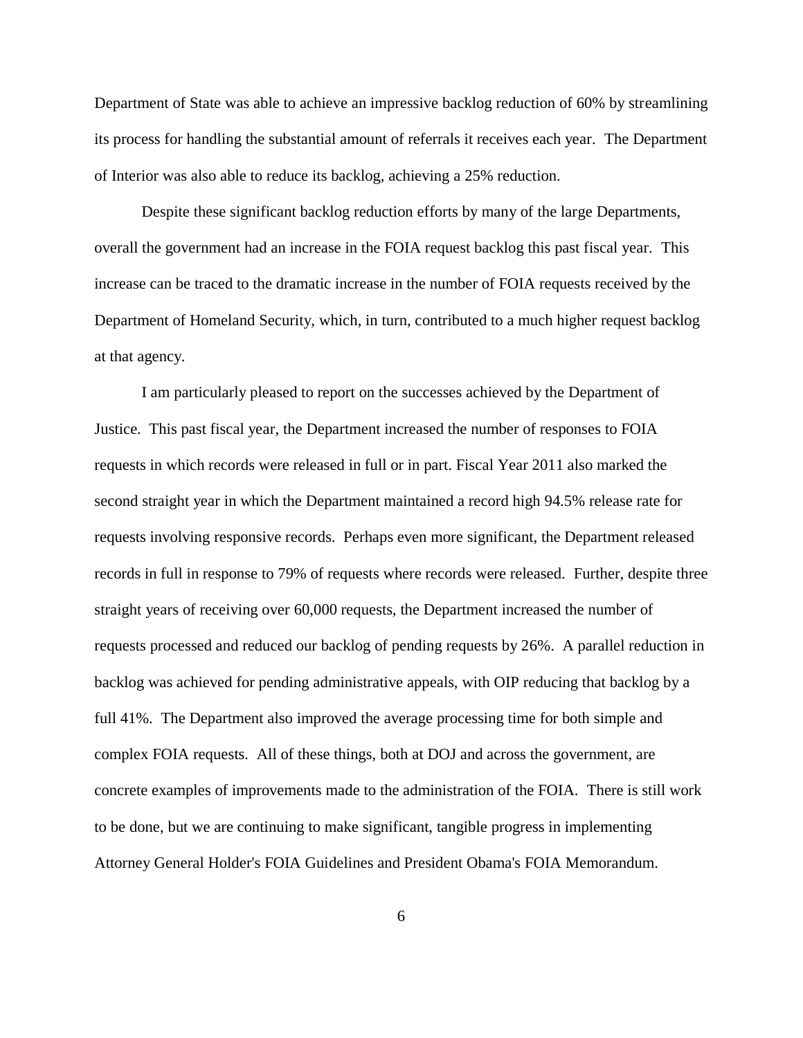Department of State was able to achieve an impressive backlog reduction of 60% by streamlining its process for handling the substantial amount of referrals it receives each year. The Department of Interior was also able to reduce its backlog, achieving a 25% reduction.

Despite these significant backlog reduction efforts by many of the large Departments, overall the government had an increase in the FOIA request backlog this past fiscal year. This increase can be traced to the dramatic increase in the number of FOIA requests received by the Department of Homeland Security, which, in turn, contributed to a much higher request backlog at that agency.

I am particularly pleased to report on the successes achieved by the Department of Justice. This past fiscal year, the Department increased the number of responses to FOIA requests in which records were released in full or in part. Fiscal Year 2011 also marked the second straight year in which the Department maintained a record high 94.5% release rate for requests involving responsive records. Perhaps even more significant, the Department released records in full in response to 79% of requests where records were released. Further, despite three straight years of receiving over 60,000 requests, the Department increased the number of requests processed and reduced our backlog of pending requests by 26%. A parallel reduction in backlog was achieved for pending administrative appeals, with OIP reducing that backlog by a full 41%. The Department also improved the average processing time for both simple and complex FOIA requests. All of these things, both at DOJ and across the government, are concrete examples of improvements made to the administration of the FOIA. There is still work to be done, but we are continuing to make significant, tangible progress in implementing Attorney General Holder's FOIA Guidelines and President Obama's FOIA Memorandum.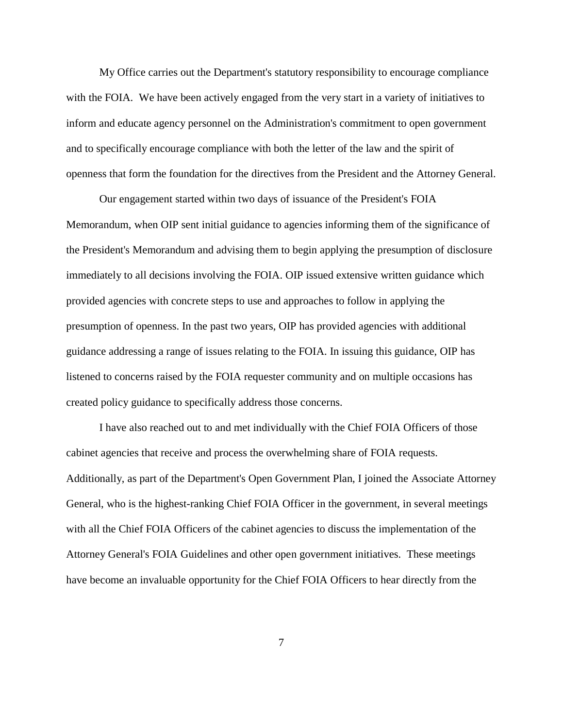My Office carries out the Department's statutory responsibility to encourage compliance with the FOIA. We have been actively engaged from the very start in a variety of initiatives to inform and educate agency personnel on the Administration's commitment to open government and to specifically encourage compliance with both the letter of the law and the spirit of openness that form the foundation for the directives from the President and the Attorney General.

Our engagement started within two days of issuance of the President's FOIA Memorandum, when OIP sent initial guidance to agencies informing them of the significance of the President's Memorandum and advising them to begin applying the presumption of disclosure immediately to all decisions involving the FOIA. OIP issued extensive written guidance which provided agencies with concrete steps to use and approaches to follow in applying the presumption of openness. In the past two years, OIP has provided agencies with additional guidance addressing a range of issues relating to the FOIA. In issuing this guidance, OIP has listened to concerns raised by the FOIA requester community and on multiple occasions has created policy guidance to specifically address those concerns.

I have also reached out to and met individually with the Chief FOIA Officers of those cabinet agencies that receive and process the overwhelming share of FOIA requests. Additionally, as part of the Department's Open Government Plan, I joined the Associate Attorney General, who is the highest-ranking Chief FOIA Officer in the government, in several meetings with all the Chief FOIA Officers of the cabinet agencies to discuss the implementation of the Attorney General's FOIA Guidelines and other open government initiatives. These meetings have become an invaluable opportunity for the Chief FOIA Officers to hear directly from the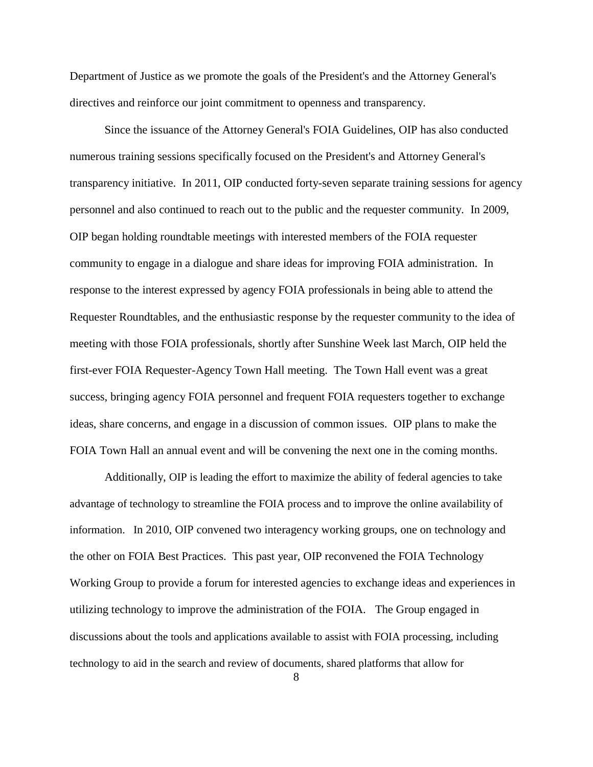Department of Justice as we promote the goals of the President's and the Attorney General's directives and reinforce our joint commitment to openness and transparency.

Since the issuance of the Attorney General's FOIA Guidelines, OIP has also conducted numerous training sessions specifically focused on the President's and Attorney General's transparency initiative. In 2011, OIP conducted forty-seven separate training sessions for agency personnel and also continued to reach out to the public and the requester community. In 2009, OIP began holding roundtable meetings with interested members of the FOIA requester community to engage in a dialogue and share ideas for improving FOIA administration. In response to the interest expressed by agency FOIA professionals in being able to attend the Requester Roundtables, and the enthusiastic response by the requester community to the idea of meeting with those FOIA professionals, shortly after Sunshine Week last March, OIP held the first-ever FOIA Requester-Agency Town Hall meeting. The Town Hall event was a great success, bringing agency FOIA personnel and frequent FOIA requesters together to exchange ideas, share concerns, and engage in a discussion of common issues. OIP plans to make the FOIA Town Hall an annual event and will be convening the next one in the coming months.

Additionally, OIP is leading the effort to maximize the ability of federal agencies to take advantage of technology to streamline the FOIA process and to improve the online availability of information. In 2010, OIP convened two interagency working groups, one on technology and the other on FOIA Best Practices. This past year, OIP reconvened the FOIA Technology Working Group to provide a forum for interested agencies to exchange ideas and experiences in utilizing technology to improve the administration of the FOIA. The Group engaged in discussions about the tools and applications available to assist with FOIA processing, including technology to aid in the search and review of documents, shared platforms that allow for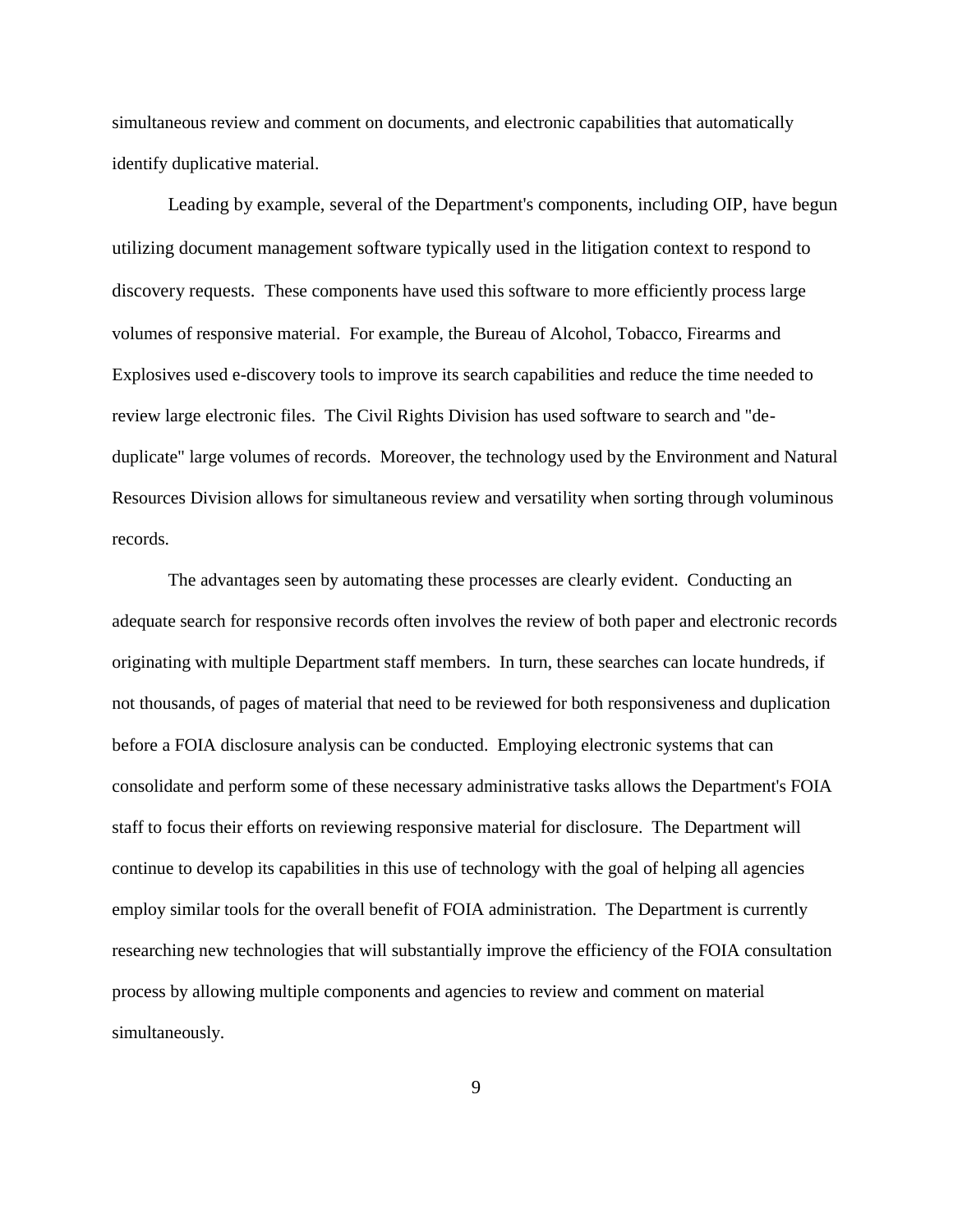simultaneous review and comment on documents, and electronic capabilities that automatically identify duplicative material.

Leading by example, several of the Department's components, including OIP, have begun utilizing document management software typically used in the litigation context to respond to discovery requests. These components have used this software to more efficiently process large volumes of responsive material. For example, the Bureau of Alcohol, Tobacco, Firearms and Explosives used e-discovery tools to improve its search capabilities and reduce the time needed to review large electronic files. The Civil Rights Division has used software to search and "de-duplicate" large volumes of records. Moreover, the technology used by the Environment and Natural Resources Division allows for simultaneous review and versatility when sorting through voluminous records.

The advantages seen by automating these processes are clearly evident. Conducting an adequate search for responsive records often involves the review of both paper and electronic records originating with multiple Department staff members. In turn, these searches can locate hundreds, if not thousands, of pages of material that need to be reviewed for both responsiveness and duplication before a FOIA disclosure analysis can be conducted. Employing electronic systems that can consolidate and perform some of these necessary administrative tasks allows the Department's FOIA staff to focus their efforts on reviewing responsive material for disclosure. The Department will continue to develop its capabilities in this use of technology with the goal of helping all agencies employ similar tools for the overall benefit of FOIA administration. The Department is currently researching new technologies that will substantially improve the efficiency of the FOIA consultation process by allowing multiple components and agencies to review and comment on material simultaneously.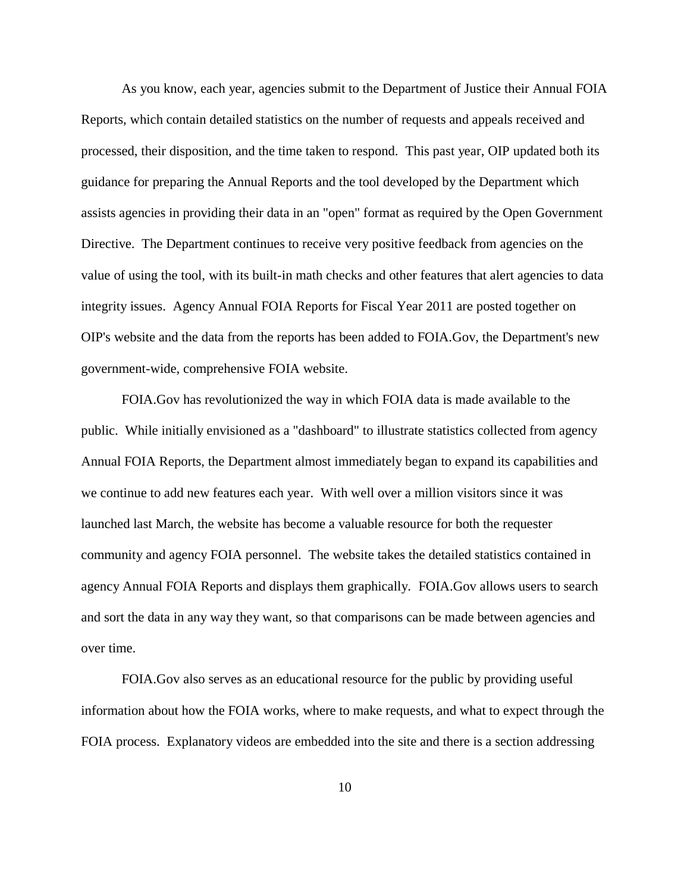As you know, each year, agencies submit to the Department of Justice their Annual FOIA Reports, which contain detailed statistics on the number of requests and appeals received and processed, their disposition, and the time taken to respond. This past year, OIP updated both its guidance for preparing the Annual Reports and the tool developed by the Department which assists agencies in providing their data in an "open" format as required by the Open Government Directive. The Department continues to receive very positive feedback from agencies on the value of using the tool, with its built-in math checks and other features that alert agencies to data integrity issues. Agency Annual FOIA Reports for Fiscal Year 2011 are posted together on OIP's website and the data from the reports has been added to FOIA.Gov, the Department's new government-wide, comprehensive FOIA website.

FOIA.Gov has revolutionized the way in which FOIA data is made available to the public. While initially envisioned as a "dashboard" to illustrate statistics collected from agency Annual FOIA Reports, the Department almost immediately began to expand its capabilities and we continue to add new features each year. With well over a million visitors since it was launched last March, the website has become a valuable resource for both the requester community and agency FOIA personnel. The website takes the detailed statistics contained in agency Annual FOIA Reports and displays them graphically. FOIA.Gov allows users to search and sort the data in any way they want, so that comparisons can be made between agencies and over time.

FOIA.Gov also serves as an educational resource for the public by providing useful information about how the FOIA works, where to make requests, and what to expect through the FOIA process. Explanatory videos are embedded into the site and there is a section addressing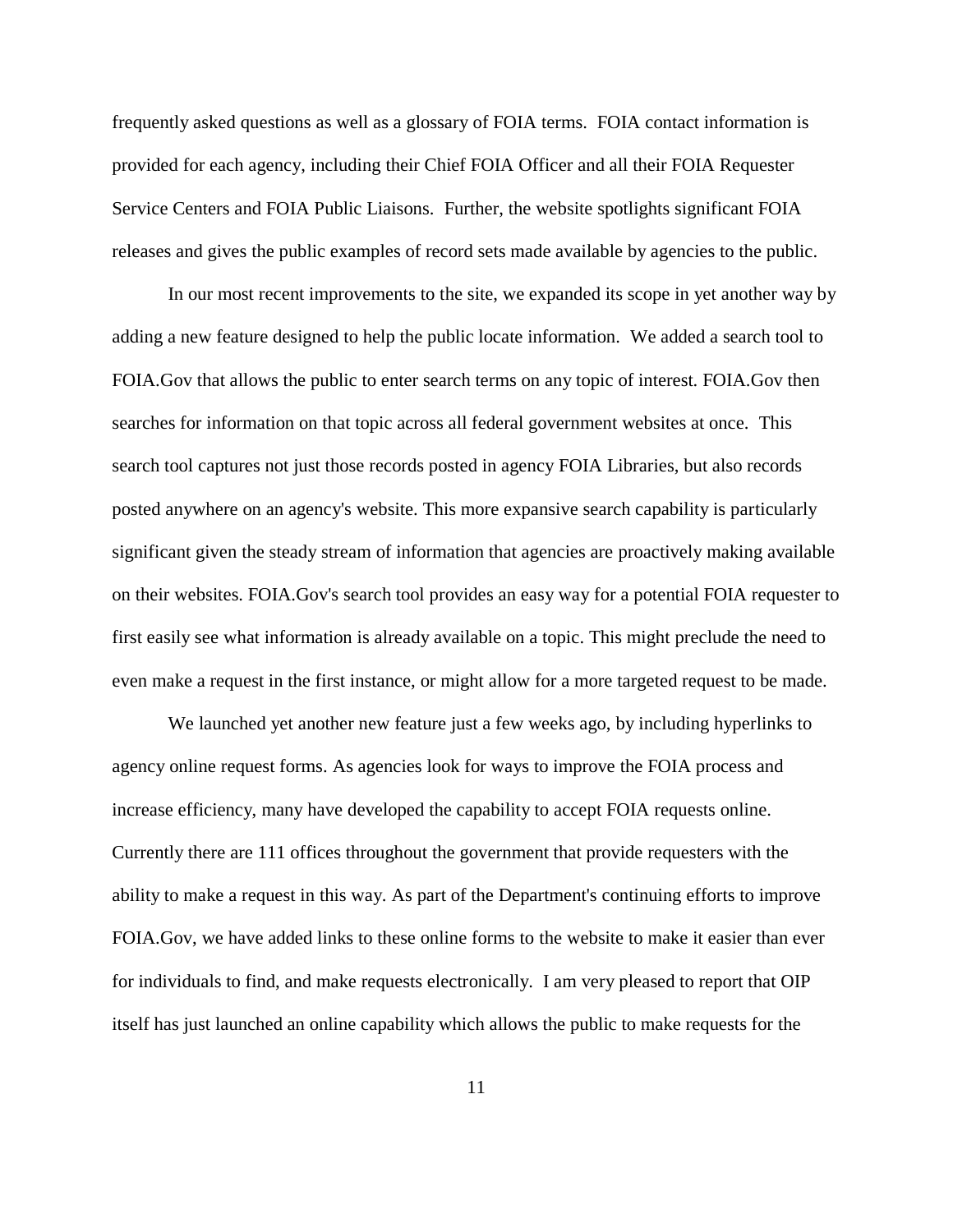frequently asked questions as well as a glossary of FOIA terms. FOIA contact information is provided for each agency, including their Chief FOIA Officer and all their FOIA Requester Service Centers and FOIA Public Liaisons. Further, the website spotlights significant FOIA releases and gives the public examples of record sets made available by agencies to the public.

In our most recent improvements to the site, we expanded its scope in yet another way by adding a new feature designed to help the public locate information. We added a search tool to FOIA.Gov that allows the public to enter search terms on any topic of interest. FOIA.Gov then searches for information on that topic across all federal government websites at once. This search tool captures not just those records posted in agency FOIA Libraries, but also records posted anywhere on an agency's website. This more expansive search capability is particularly significant given the steady stream of information that agencies are proactively making available on their websites. FOIA.Gov's search tool provides an easy way for a potential FOIA requester to first easily see what information is already available on a topic. This might preclude the need to even make a request in the first instance, or might allow for a more targeted request to be made.

We launched yet another new feature just a few weeks ago, by including hyperlinks to agency online request forms. As agencies look for ways to improve the FOIA process and increase efficiency, many have developed the capability to accept FOIA requests online. Currently there are 111 offices throughout the government that provide requesters with the ability to make a request in this way. As part of the Department's continuing efforts to improve FOIA.Gov, we have added links to these online forms to the website to make it easier than ever for individuals to find, and make requests electronically. I am very pleased to report that OIP itself has just launched an online capability which allows the public to make requests for the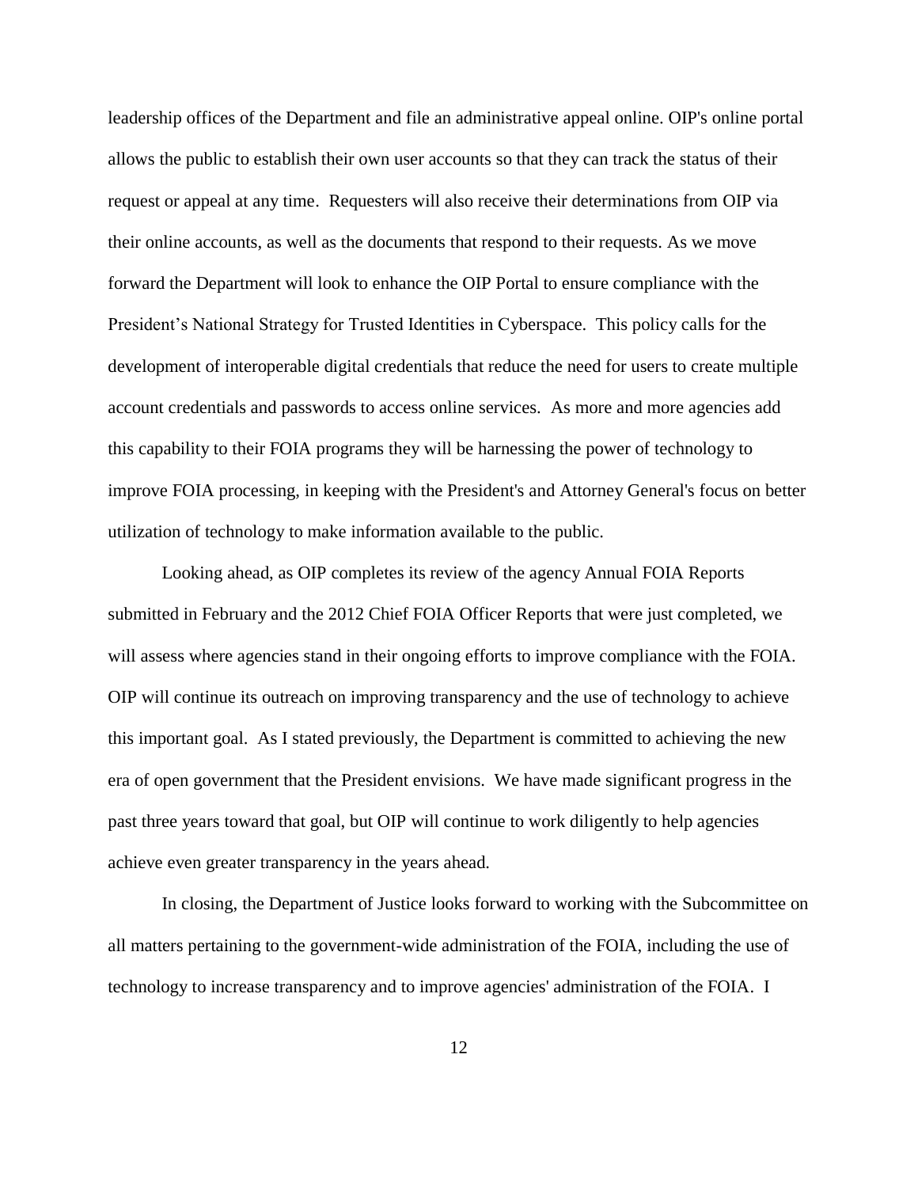leadership offices of the Department and file an administrative appeal online. OIP's online portal allows the public to establish their own user accounts so that they can track the status of their request or appeal at any time. Requesters will also receive their determinations from OIP via their online accounts, as well as the documents that respond to their requests. As we move forward the Department will look to enhance the OIP Portal to ensure compliance with the President's National Strategy for Trusted Identities in Cyberspace. This policy calls for the development of interoperable digital credentials that reduce the need for users to create multiple account credentials and passwords to access online services. As more and more agencies add this capability to their FOIA programs they will be harnessing the power of technology to improve FOIA processing, in keeping with the President's and Attorney General's focus on better utilization of technology to make information available to the public.

Looking ahead, as OIP completes its review of the agency Annual FOIA Reports submitted in February and the 2012 Chief FOIA Officer Reports that were just completed, we will assess where agencies stand in their ongoing efforts to improve compliance with the FOIA. OIP will continue its outreach on improving transparency and the use of technology to achieve this important goal. As I stated previously, the Department is committed to achieving the new era of open government that the President envisions. We have made significant progress in the past three years toward that goal, but OIP will continue to work diligently to help agencies achieve even greater transparency in the years ahead.

In closing, the Department of Justice looks forward to working with the Subcommittee on all matters pertaining to the government-wide administration of the FOIA, including the use of technology to increase transparency and to improve agencies' administration of the FOIA. I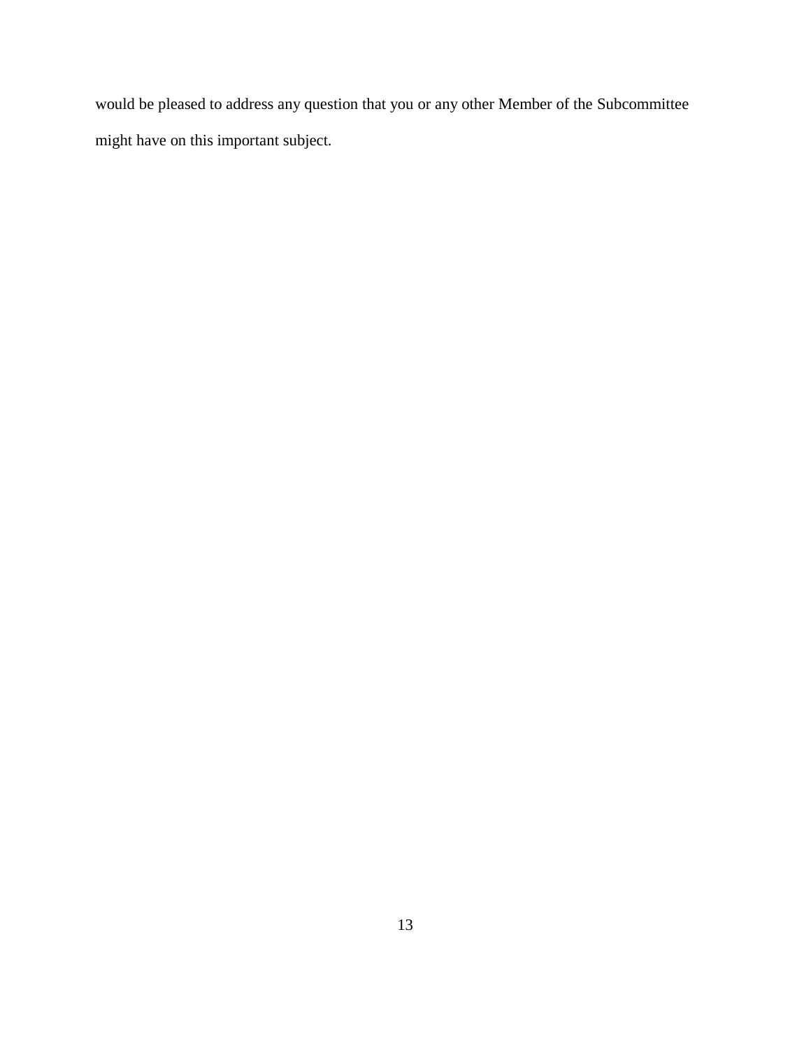would be pleased to address any question that you or any other Member of the Subcommittee might have on this important subject.